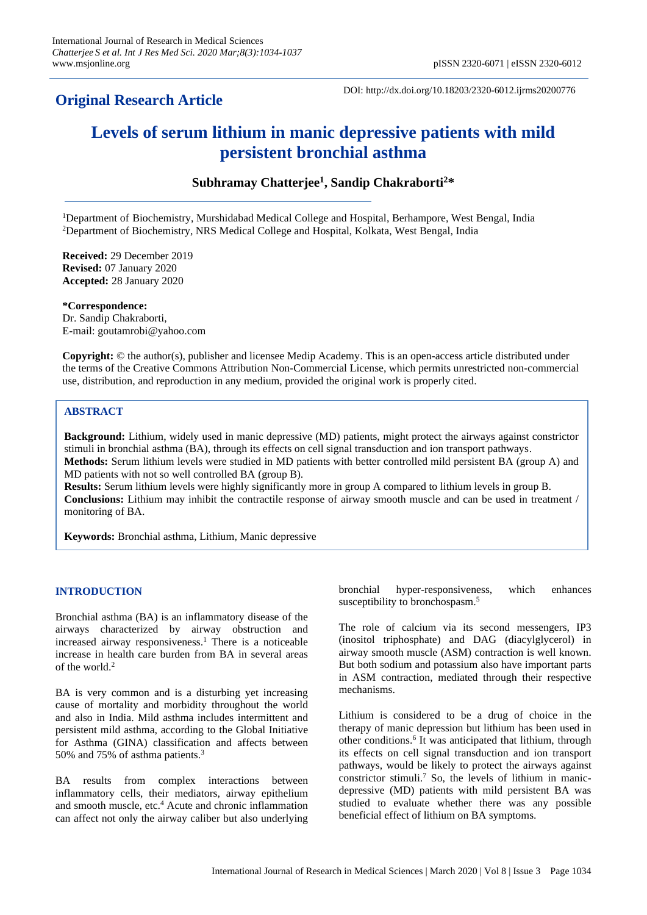## Original Research Article

DOI: http://dx.doi.org/10.18203/2320-6012.ijrms20200776

# Levels of serum lithium in manic depressive patients with mild persistent bronchial asthma

**Subhramay Chatterjee[1], Sandip Chakraborti[2]***

[1]Department of Biochemistry, Murshidabad Medical College and Hospital, Berhampore, West Bengal, India
[2]Department of Biochemistry, NRS Medical College and Hospital, Kolkata, West Bengal, India

**Received:** 29 December 2019
**Revised:** 07 January 2020
**Accepted:** 28 January 2020

***Correspondence:**
Dr. Sandip Chakraborti,
E-mail: goutamrobi@yahoo.com

**Copyright:** © the author(s), publisher and licensee Medip Academy. This is an open-access article distributed under the terms of the Creative Commons Attribution Non-Commercial License, which permits unrestricted non-commercial use, distribution, and reproduction in any medium, provided the original work is properly cited.

### ABSTRACT

**Background:** Lithium, widely used in manic depressive (MD) patients, might protect the airways against constrictor stimuli in bronchial asthma (BA), through its effects on cell signal transduction and ion transport pathways.
**Methods:** Serum lithium levels were studied in MD patients with better controlled mild persistent BA (group A) and MD patients with not so well controlled BA (group B).
**Results:** Serum lithium levels were highly significantly more in group A compared to lithium levels in group B.
**Conclusions:** Lithium may inhibit the contractile response of airway smooth muscle and can be used in treatment / monitoring of BA.

**Keywords:** Bronchial asthma, Lithium, Manic depressive

## INTRODUCTION

Bronchial asthma (BA) is an inflammatory disease of the airways characterized by airway obstruction and increased airway responsiveness.[1] There is a noticeable increase in health care burden from BA in several areas of the world.[2]

BA is very common and is a disturbing yet increasing cause of mortality and morbidity throughout the world and also in India. Mild asthma includes intermittent and persistent mild asthma, according to the Global Initiative for Asthma (GINA) classification and affects between 50% and 75% of asthma patients.[3]

BA results from complex interactions between inflammatory cells, their mediators, airway epithelium and smooth muscle, etc.[4] Acute and chronic inflammation can affect not only the airway caliber but also underlying bronchial hyper-responsiveness, which enhances susceptibility to bronchospasm.[5]

The role of calcium via its second messengers, IP3 (inositol triphosphate) and DAG (diacylglycerol) in airway smooth muscle (ASM) contraction is well known. But both sodium and potassium also have important parts in ASM contraction, mediated through their respective mechanisms.

Lithium is considered to be a drug of choice in the therapy of manic depression but lithium has been used in other conditions.[6] It was anticipated that lithium, through its effects on cell signal transduction and ion transport pathways, would be likely to protect the airways against constrictor stimuli.[7] So, the levels of lithium in manic-depressive (MD) patients with mild persistent BA was studied to evaluate whether there was any possible beneficial effect of lithium on BA symptoms.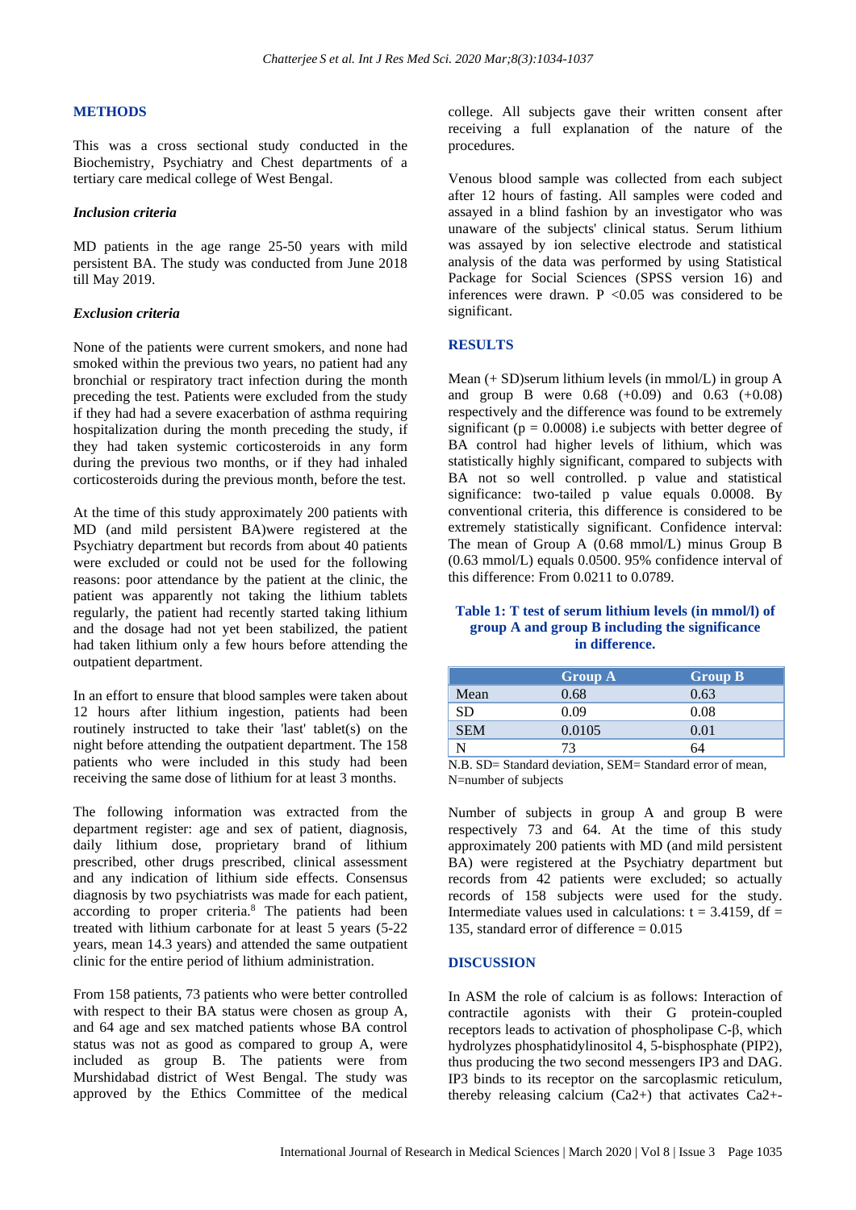## METHODS

This was a cross sectional study conducted in the Biochemistry, Psychiatry and Chest departments of a tertiary care medical college of West Bengal.

### Inclusion criteria

MD patients in the age range 25-50 years with mild persistent BA. The study was conducted from June 2018 till May 2019.

### Exclusion criteria

None of the patients were current smokers, and none had smoked within the previous two years, no patient had any bronchial or respiratory tract infection during the month preceding the test. Patients were excluded from the study if they had had a severe exacerbation of asthma requiring hospitalization during the month preceding the study, if they had taken systemic corticosteroids in any form during the previous two months, or if they had inhaled corticosteroids during the previous month, before the test.

At the time of this study approximately 200 patients with MD (and mild persistent BA)were registered at the Psychiatry department but records from about 40 patients were excluded or could not be used for the following reasons: poor attendance by the patient at the clinic, the patient was apparently not taking the lithium tablets regularly, the patient had recently started taking lithium and the dosage had not yet been stabilized, the patient had taken lithium only a few hours before attending the outpatient department.

In an effort to ensure that blood samples were taken about 12 hours after lithium ingestion, patients had been routinely instructed to take their 'last' tablet(s) on the night before attending the outpatient department. The 158 patients who were included in this study had been receiving the same dose of lithium for at least 3 months.

The following information was extracted from the department register: age and sex of patient, diagnosis, daily lithium dose, proprietary brand of lithium prescribed, other drugs prescribed, clinical assessment and any indication of lithium side effects. Consensus diagnosis by two psychiatrists was made for each patient, according to proper criteria.[8] The patients had been treated with lithium carbonate for at least 5 years (5-22 years, mean 14.3 years) and attended the same outpatient clinic for the entire period of lithium administration.

From 158 patients, 73 patients who were better controlled with respect to their BA status were chosen as group A, and 64 age and sex matched patients whose BA control status was not as good as compared to group A, were included as group B. The patients were from Murshidabad district of West Bengal. The study was approved by the Ethics Committee of the medical college. All subjects gave their written consent after receiving a full explanation of the nature of the procedures.

Venous blood sample was collected from each subject after 12 hours of fasting. All samples were coded and assayed in a blind fashion by an investigator who was unaware of the subjects' clinical status. Serum lithium was assayed by ion selective electrode and statistical analysis of the data was performed by using Statistical Package for Social Sciences (SPSS version 16) and inferences were drawn. P <0.05 was considered to be significant.

## RESULTS

Mean (+ SD)serum lithium levels (in mmol/L) in group A and group B were 0.68 (+0.09) and 0.63 (+0.08) respectively and the difference was found to be extremely significant (p = 0.0008) i.e subjects with better degree of BA control had higher levels of lithium, which was statistically highly significant, compared to subjects with BA not so well controlled. p value and statistical significance: two-tailed p value equals 0.0008. By conventional criteria, this difference is considered to be extremely statistically significant. Confidence interval: The mean of Group A (0.68 mmol/L) minus Group B (0.63 mmol/L) equals 0.0500. 95% confidence interval of this difference: From 0.0211 to 0.0789.

**Table 1: T test of serum lithium levels (in mmol/l) of group A and group B including the significance in difference.**

| | Group A | Group B |
|---|---|---|
| Mean | 0.68 | 0.63 |
| SD | 0.09 | 0.08 |
| SEM | 0.0105 | 0.01 |
| N | 73 | 64 |

N.B. SD= Standard deviation, SEM= Standard error of mean, N=number of subjects

Number of subjects in group A and group B were respectively 73 and 64. At the time of this study approximately 200 patients with MD (and mild persistent BA) were registered at the Psychiatry department but records from 42 patients were excluded; so actually records of 158 subjects were used for the study. Intermediate values used in calculations: t = 3.4159, df = 135, standard error of difference = 0.015

## DISCUSSION

In ASM the role of calcium is as follows: Interaction of contractile agonists with their G protein-coupled receptors leads to activation of phospholipase C-β, which hydrolyzes phosphatidylinositol 4, 5-bisphosphate (PIP2), thus producing the two second messengers IP3 and DAG. IP3 binds to its receptor on the sarcoplasmic reticulum, thereby releasing calcium ($Ca^{2+}$) that activates $Ca^{2+}$-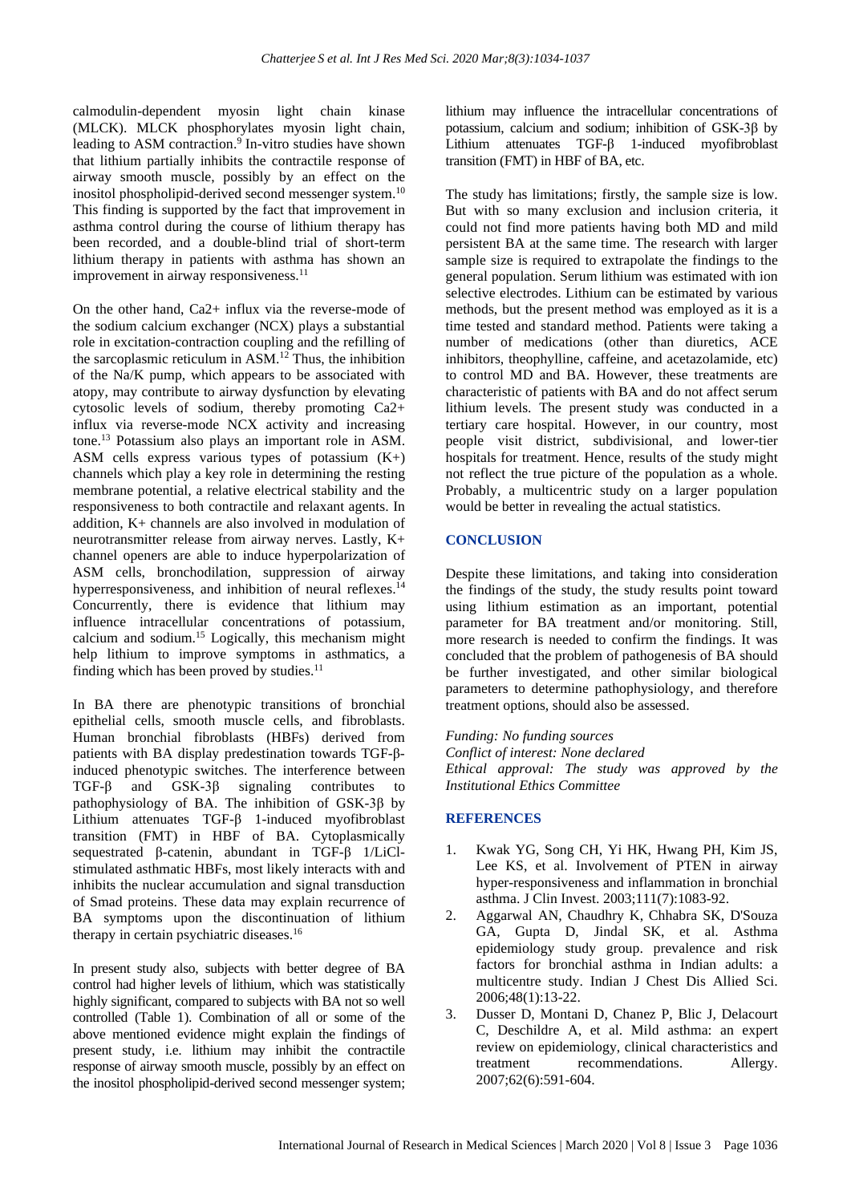calmodulin-dependent myosin light chain kinase (MLCK). MLCK phosphorylates myosin light chain, leading to ASM contraction.[9] In-vitro studies have shown that lithium partially inhibits the contractile response of airway smooth muscle, possibly by an effect on the inositol phospholipid-derived second messenger system.[10] This finding is supported by the fact that improvement in asthma control during the course of lithium therapy has been recorded, and a double-blind trial of short-term lithium therapy in patients with asthma has shown an improvement in airway responsiveness.[11]

On the other hand, $Ca^{2+}$ influx via the reverse-mode of the sodium calcium exchanger (NCX) plays a substantial role in excitation-contraction coupling and the refilling of the sarcoplasmic reticulum in ASM.[12] Thus, the inhibition of the Na/K pump, which appears to be associated with atopy, may contribute to airway dysfunction by elevating cytosolic levels of sodium, thereby promoting $Ca^{2+}$ influx via reverse-mode NCX activity and increasing tone.[13] Potassium also plays an important role in ASM. ASM cells express various types of potassium ($K^+$) channels which play a key role in determining the resting membrane potential, a relative electrical stability and the responsiveness to both contractile and relaxant agents. In addition, $K^+$ channels are also involved in modulation of neurotransmitter release from airway nerves. Lastly, $K^+$ channel openers are able to induce hyperpolarization of ASM cells, bronchodilation, suppression of airway hyperresponsiveness, and inhibition of neural reflexes.[14] Concurrently, there is evidence that lithium may influence intracellular concentrations of potassium, calcium and sodium.[15] Logically, this mechanism might help lithium to improve symptoms in asthmatics, a finding which has been proved by studies.[11]

In BA there are phenotypic transitions of bronchial epithelial cells, smooth muscle cells, and fibroblasts. Human bronchial fibroblasts (HBFs) derived from patients with BA display predestination towards TGF-β-induced phenotypic switches. The interference between TGF-β and GSK-3β signaling contributes to pathophysiology of BA. The inhibition of GSK-3β by Lithium attenuates TGF-β 1-induced myofibroblast transition (FMT) in HBF of BA. Cytoplasmically sequestrated β-catenin, abundant in TGF-β 1/LiCl-stimulated asthmatic HBFs, most likely interacts with and inhibits the nuclear accumulation and signal transduction of Smad proteins. These data may explain recurrence of BA symptoms upon the discontinuation of lithium therapy in certain psychiatric diseases.[16]

In present study also, subjects with better degree of BA control had higher levels of lithium, which was statistically highly significant, compared to subjects with BA not so well controlled (Table 1). Combination of all or some of the above mentioned evidence might explain the findings of present study, i.e. lithium may inhibit the contractile response of airway smooth muscle, possibly by an effect on the inositol phospholipid-derived second messenger system; lithium may influence the intracellular concentrations of potassium, calcium and sodium; inhibition of GSK-3β by Lithium attenuates TGF-β 1-induced myofibroblast transition (FMT) in HBF of BA, etc.

The study has limitations; firstly, the sample size is low. But with so many exclusion and inclusion criteria, it could not find more patients having both MD and mild persistent BA at the same time. The research with larger sample size is required to extrapolate the findings to the general population. Serum lithium was estimated with ion selective electrodes. Lithium can be estimated by various methods, but the present method was employed as it is a time tested and standard method. Patients were taking a number of medications (other than diuretics, ACE inhibitors, theophylline, caffeine, and acetazolamide, etc) to control MD and BA. However, these treatments are characteristic of patients with BA and do not affect serum lithium levels. The present study was conducted in a tertiary care hospital. However, in our country, most people visit district, subdivisional, and lower-tier hospitals for treatment. Hence, results of the study might not reflect the true picture of the population as a whole. Probably, a multicentric study on a larger population would be better in revealing the actual statistics.

## CONCLUSION

Despite these limitations, and taking into consideration the findings of the study, the study results point toward using lithium estimation as an important, potential parameter for BA treatment and/or monitoring. Still, more research is needed to confirm the findings. It was concluded that the problem of pathogenesis of BA should be further investigated, and other similar biological parameters to determine pathophysiology, and therefore treatment options, should also be assessed.

*Funding: No funding sources*
*Conflict of interest: None declared*
*Ethical approval: The study was approved by the Institutional Ethics Committee*

## REFERENCES

1. Kwak YG, Song CH, Yi HK, Hwang PH, Kim JS, Lee KS, et al. Involvement of PTEN in airway hyper-responsiveness and inflammation in bronchial asthma. J Clin Invest. 2003;111(7):1083-92.
2. Aggarwal AN, Chaudhry K, Chhabra SK, D'Souza GA, Gupta D, Jindal SK, et al. Asthma epidemiology study group. prevalence and risk factors for bronchial asthma in Indian adults: a multicentre study. Indian J Chest Dis Allied Sci. 2006;48(1):13-22.
3. Dusser D, Montani D, Chanez P, Blic J, Delacourt C, Deschildre A, et al. Mild asthma: an expert review on epidemiology, clinical characteristics and treatment recommendations. Allergy. 2007;62(6):591-604.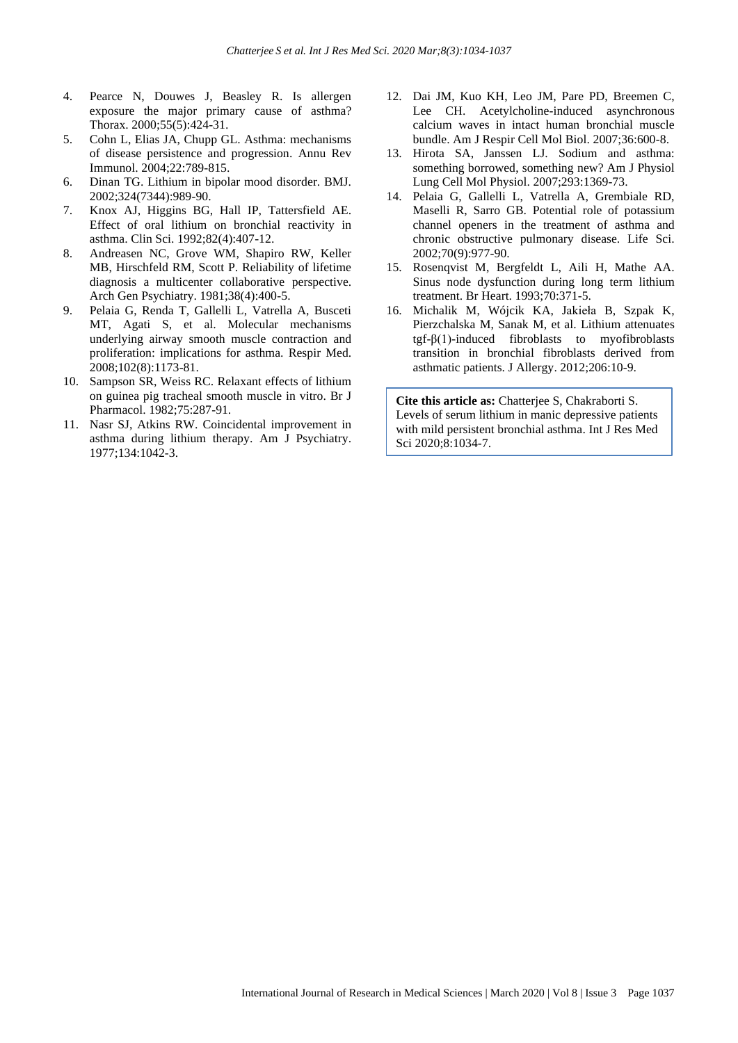4. Pearce N, Douwes J, Beasley R. Is allergen exposure the major primary cause of asthma? Thorax. 2000;55(5):424-31.
5. Cohn L, Elias JA, Chupp GL. Asthma: mechanisms of disease persistence and progression. Annu Rev Immunol. 2004;22:789-815.
6. Dinan TG. Lithium in bipolar mood disorder. BMJ. 2002;324(7344):989-90.
7. Knox AJ, Higgins BG, Hall IP, Tattersfield AE. Effect of oral lithium on bronchial reactivity in asthma. Clin Sci. 1992;82(4):407-12.
8. Andreasen NC, Grove WM, Shapiro RW, Keller MB, Hirschfeld RM, Scott P. Reliability of lifetime diagnosis a multicenter collaborative perspective. Arch Gen Psychiatry. 1981;38(4):400-5.
9. Pelaia G, Renda T, Gallelli L, Vatrella A, Busceti MT, Agati S, et al. Molecular mechanisms underlying airway smooth muscle contraction and proliferation: implications for asthma. Respir Med. 2008;102(8):1173-81.
10. Sampson SR, Weiss RC. Relaxant effects of lithium on guinea pig tracheal smooth muscle in vitro. Br J Pharmacol. 1982;75:287-91.
11. Nasr SJ, Atkins RW. Coincidental improvement in asthma during lithium therapy. Am J Psychiatry. 1977;134:1042-3.
12. Dai JM, Kuo KH, Leo JM, Pare PD, Breemen C, Lee CH. Acetylcholine-induced asynchronous calcium waves in intact human bronchial muscle bundle. Am J Respir Cell Mol Biol. 2007;36:600-8.
13. Hirota SA, Janssen LJ. Sodium and asthma: something borrowed, something new? Am J Physiol Lung Cell Mol Physiol. 2007;293:1369-73.
14. Pelaia G, Gallelli L, Vatrella A, Grembiale RD, Maselli R, Sarro GB. Potential role of potassium channel openers in the treatment of asthma and chronic obstructive pulmonary disease. Life Sci. 2002;70(9):977-90.
15. Rosenqvist M, Bergfeldt L, Aili H, Mathe AA. Sinus node dysfunction during long term lithium treatment. Br Heart. 1993;70:371-5.
16. Michalik M, Wójcik KA, Jakieła B, Szpak K, Pierzchalska M, Sanak M, et al. Lithium attenuates tgf-β(1)-induced fibroblasts to myofibroblasts transition in bronchial fibroblasts derived from asthmatic patients. J Allergy. 2012;206:10-9.

**Cite this article as:** Chatterjee S, Chakraborti S. Levels of serum lithium in manic depressive patients with mild persistent bronchial asthma. Int J Res Med Sci 2020;8:1034-7.